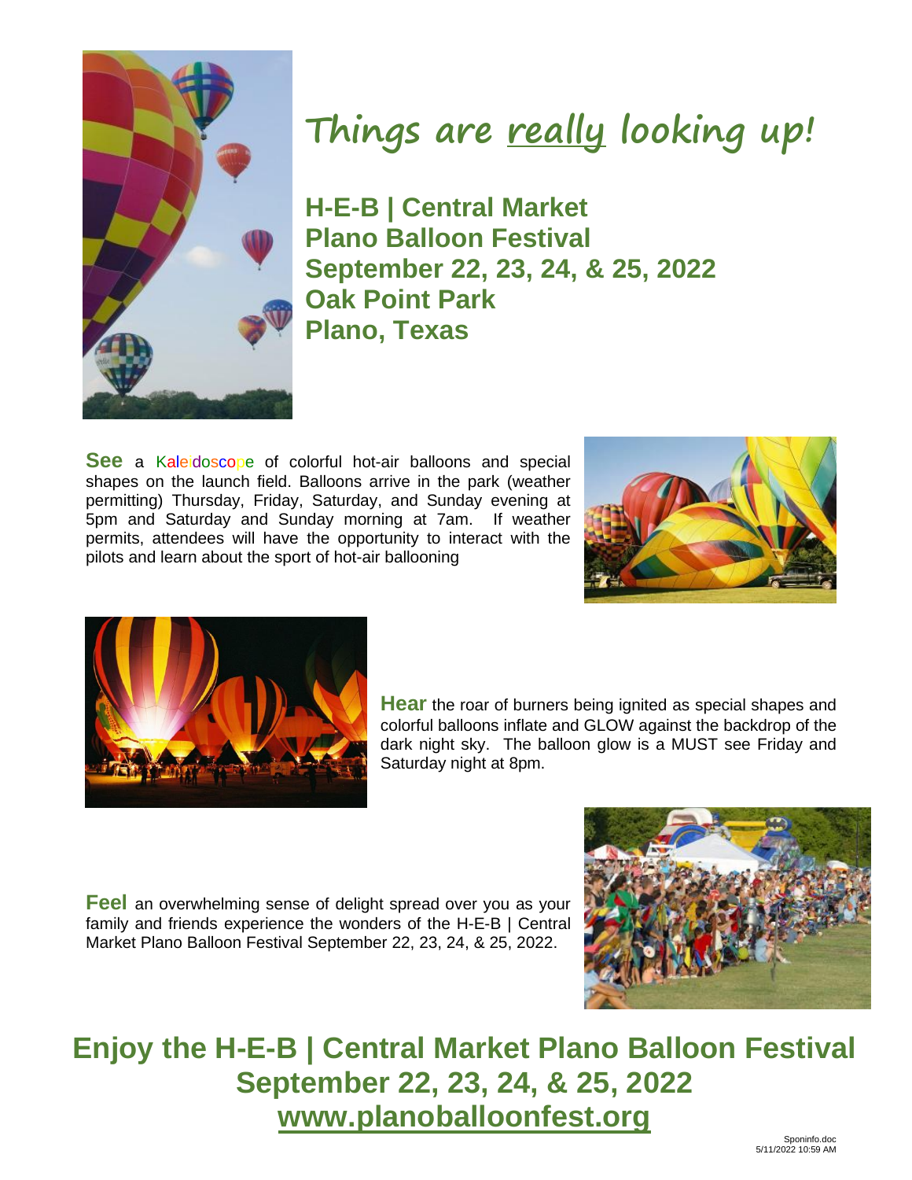# Things are really looking up!

## H-E-B | Central Market Plano Balloon Festival September 22, 23, 24, & 25, 2022 Oak Point Park Plano, Texas

**See** a Kaleidoscope of colorful hot-air balloons and special shapes on the launch field. Balloons arrive in the park (weather permitting) Thursday, Friday, Saturday, and Sunday evening at 5pm and Saturday and Sunday morning at 7am. If weather permits, attendees will have the opportunity to interact with the pilots and learn about the sport of hot-air ballooning

**Hear** the roar of burners being ignited as special shapes and colorful balloons inflate and GLOW against the backdrop of the dark night sky. The balloon glow is a MUST see Friday and Saturday night at 8pm.

**Feel** an overwhelming sense of delight spread over you as your family and friends experience the wonders of the H-E-B | Central Market Plano Balloon Festival September 22, 23, 24, & 25, 2022.

## Enjoy the H-E-B | Central Market Plano Balloon Festival September 22, 23, 24, & 25, 2022 www.planoballoonfest.org

Sponinfo.doc
5/11/2022 10:59 AM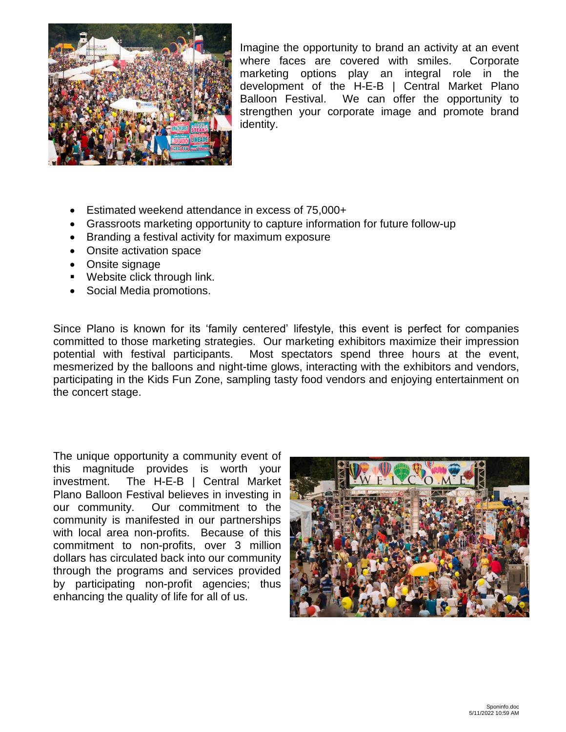Imagine the opportunity to brand an activity at an event where faces are covered with smiles. Corporate marketing options play an integral role in the development of the H-E-B | Central Market Plano Balloon Festival. We can offer the opportunity to strengthen your corporate image and promote brand identity.

- Estimated weekend attendance in excess of 75,000+
- Grassroots marketing opportunity to capture information for future follow-up
- Branding a festival activity for maximum exposure
- Onsite activation space
- Onsite signage
- Website click through link.
- Social Media promotions.

Since Plano is known for its 'family centered' lifestyle, this event is perfect for companies committed to those marketing strategies. Our marketing exhibitors maximize their impression potential with festival participants. Most spectators spend three hours at the event, mesmerized by the balloons and night-time glows, interacting with the exhibitors and vendors, participating in the Kids Fun Zone, sampling tasty food vendors and enjoying entertainment on the concert stage.

The unique opportunity a community event of this magnitude provides is worth your investment. The H-E-B | Central Market Plano Balloon Festival believes in investing in our community. Our commitment to the community is manifested in our partnerships with local area non-profits. Because of this commitment to non-profits, over 3 million dollars has circulated back into our community through the programs and services provided by participating non-profit agencies; thus enhancing the quality of life for all of us.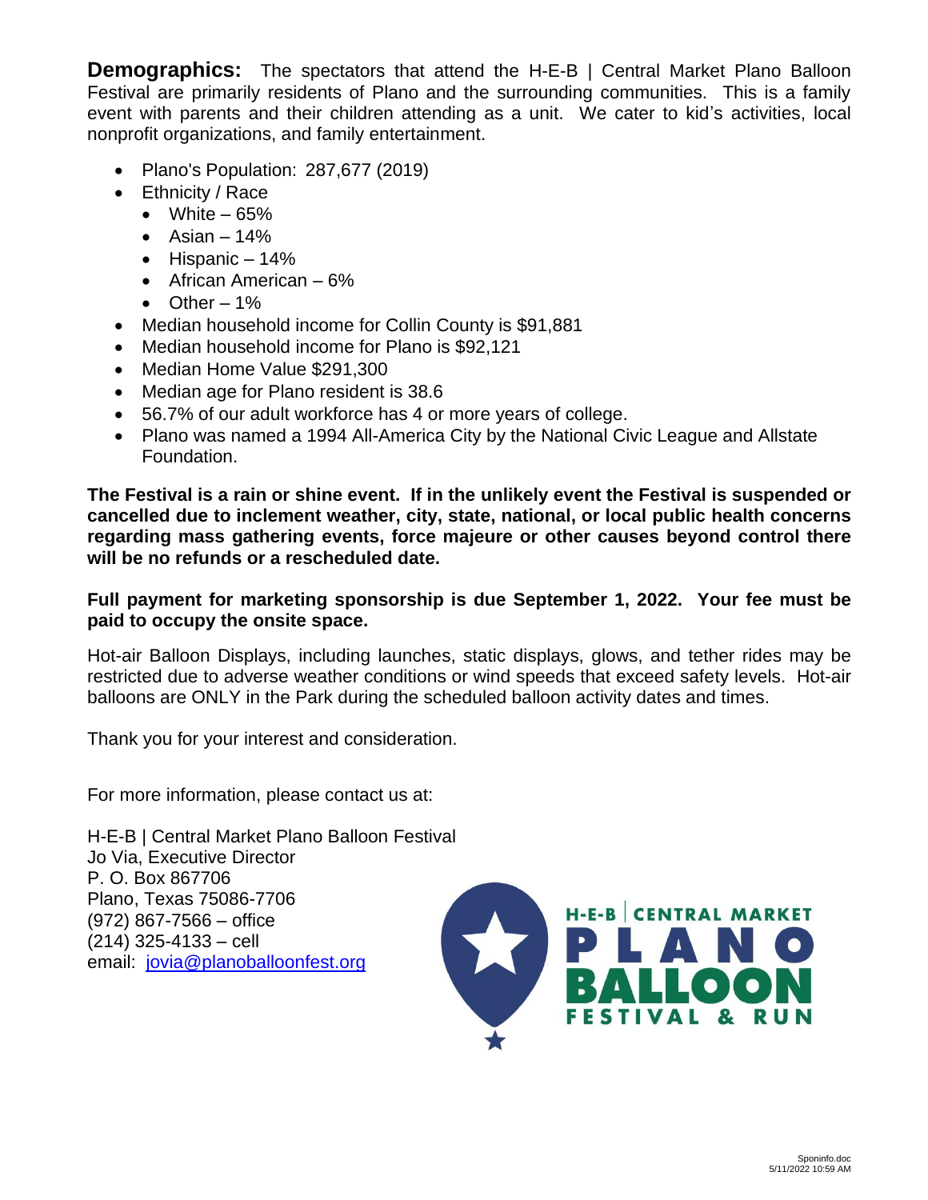**Demographics:** The spectators that attend the H-E-B | Central Market Plano Balloon Festival are primarily residents of Plano and the surrounding communities. This is a family event with parents and their children attending as a unit. We cater to kid's activities, local nonprofit organizations, and family entertainment.

- Plano's Population: 287,677 (2019)
- Ethnicity / Race
  - White – 65%
  - Asian – 14%
  - Hispanic – 14%
  - African American – 6%
  - Other – 1%
- Median household income for Collin County is $91,881
- Median household income for Plano is $92,121
- Median Home Value $291,300
- Median age for Plano resident is 38.6
- 56.7% of our adult workforce has 4 or more years of college.
- Plano was named a 1994 All-America City by the National Civic League and Allstate Foundation.

**The Festival is a rain or shine event. If in the unlikely event the Festival is suspended or cancelled due to inclement weather, city, state, national, or local public health concerns regarding mass gathering events, force majeure or other causes beyond control there will be no refunds or a rescheduled date.**

**Full payment for marketing sponsorship is due September 1, 2022. Your fee must be paid to occupy the onsite space.**

Hot-air Balloon Displays, including launches, static displays, glows, and tether rides may be restricted due to adverse weather conditions or wind speeds that exceed safety levels. Hot-air balloons are ONLY in the Park during the scheduled balloon activity dates and times.

Thank you for your interest and consideration.

For more information, please contact us at:

H-E-B | Central Market Plano Balloon Festival
Jo Via, Executive Director
P. O. Box 867706
Plano, Texas 75086-7706
(972) 867-7566 – office
(214) 325-4133 – cell
email: jovia@planoballoonfest.org

H-E-B | CENTRAL MARKET PLANO BALLOON FESTIVAL & RUN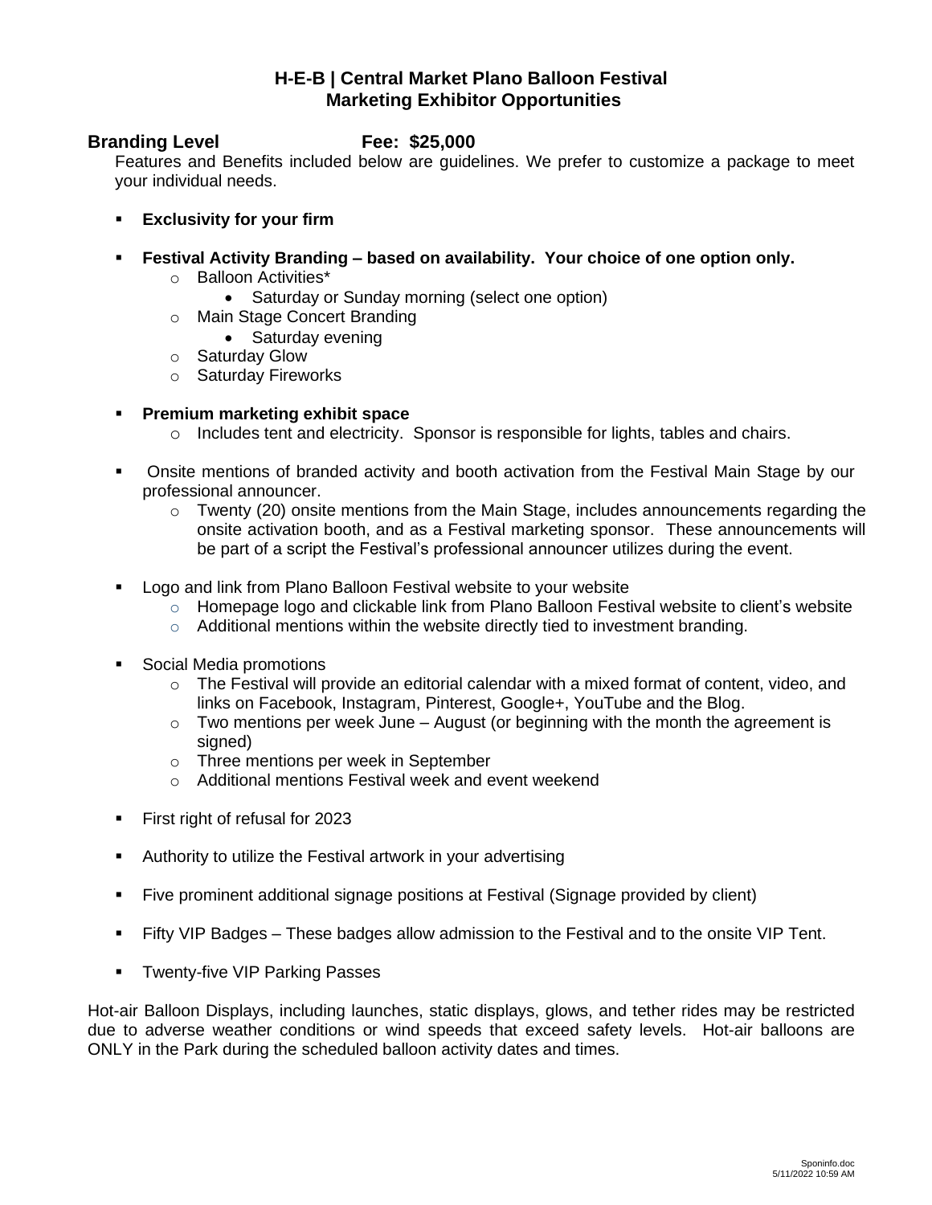# H-E-B | Central Market Plano Balloon Festival
## Marketing Exhibitor Opportunities

**Branding Level** **Fee: $25,000**

Features and Benefits included below are guidelines. We prefer to customize a package to meet your individual needs.

- **Exclusivity for your firm**

- **Festival Activity Branding – based on availability. Your choice of one option only.**
  - Balloon Activities*
    - Saturday or Sunday morning (select one option)
  - Main Stage Concert Branding
    - Saturday evening
  - Saturday Glow
  - Saturday Fireworks

- **Premium marketing exhibit space**
  - Includes tent and electricity. Sponsor is responsible for lights, tables and chairs.

- Onsite mentions of branded activity and booth activation from the Festival Main Stage by our professional announcer.
  - Twenty (20) onsite mentions from the Main Stage, includes announcements regarding the onsite activation booth, and as a Festival marketing sponsor. These announcements will be part of a script the Festival's professional announcer utilizes during the event.

- Logo and link from Plano Balloon Festival website to your website
  - Homepage logo and clickable link from Plano Balloon Festival website to client's website
  - Additional mentions within the website directly tied to investment branding.

- Social Media promotions
  - The Festival will provide an editorial calendar with a mixed format of content, video, and links on Facebook, Instagram, Pinterest, Google+, YouTube and the Blog.
  - Two mentions per week June – August (or beginning with the month the agreement is signed)
  - Three mentions per week in September
  - Additional mentions Festival week and event weekend

- First right of refusal for 2023

- Authority to utilize the Festival artwork in your advertising

- Five prominent additional signage positions at Festival (Signage provided by client)

- Fifty VIP Badges – These badges allow admission to the Festival and to the onsite VIP Tent.

- Twenty-five VIP Parking Passes

Hot-air Balloon Displays, including launches, static displays, glows, and tether rides may be restricted due to adverse weather conditions or wind speeds that exceed safety levels. Hot-air balloons are ONLY in the Park during the scheduled balloon activity dates and times.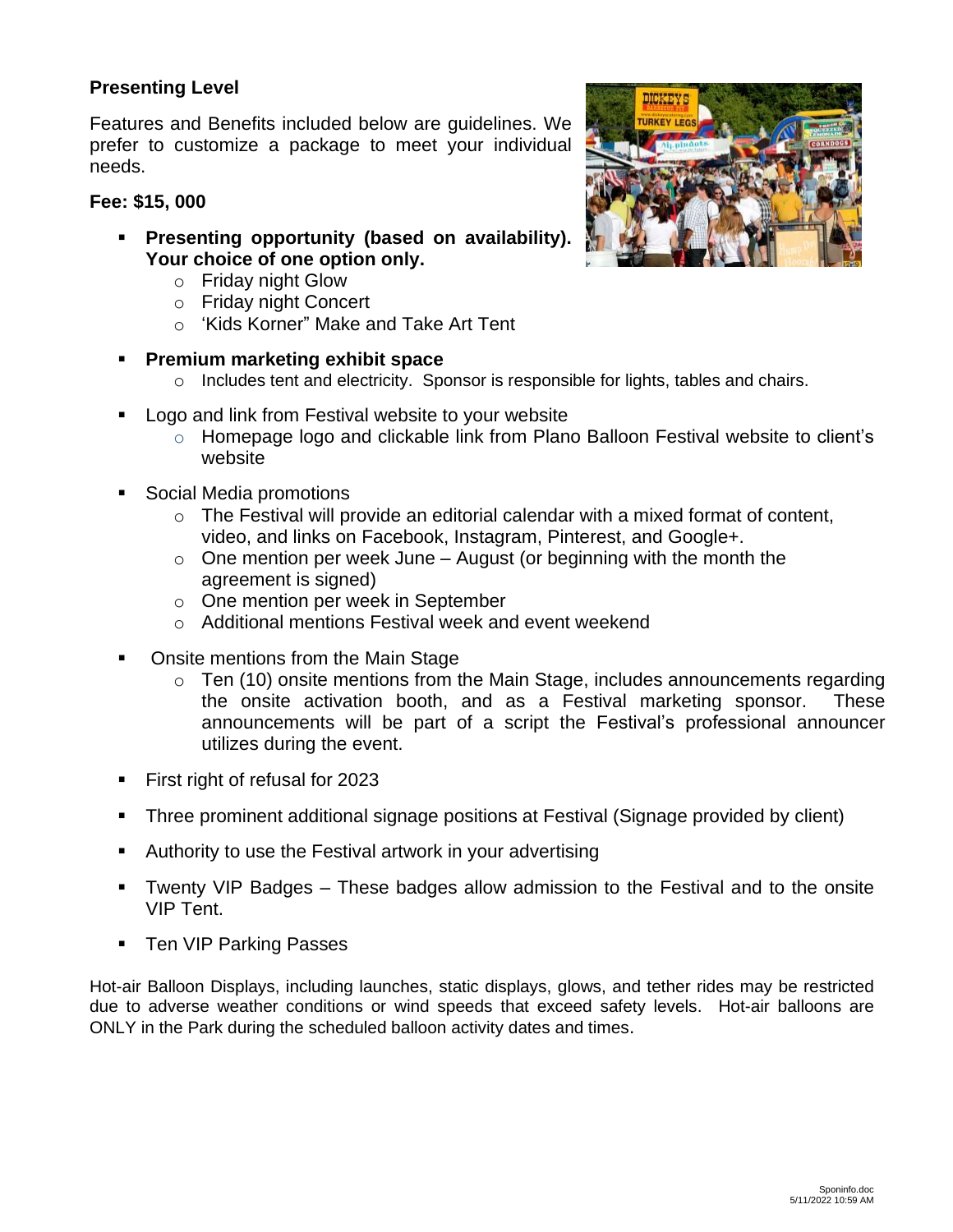**Presenting Level**

Features and Benefits included below are guidelines. We prefer to customize a package to meet your individual needs.

**Fee: $15, 000**

- **Presenting opportunity (based on availability). Your choice of one option only.**
  - Friday night Glow
  - Friday night Concert
  - 'Kids Korner" Make and Take Art Tent
- **Premium marketing exhibit space**
  - Includes tent and electricity. Sponsor is responsible for lights, tables and chairs.
- Logo and link from Festival website to your website
  - Homepage logo and clickable link from Plano Balloon Festival website to client's website
- Social Media promotions
  - The Festival will provide an editorial calendar with a mixed format of content, video, and links on Facebook, Instagram, Pinterest, and Google+.
  - One mention per week June – August (or beginning with the month the agreement is signed)
  - One mention per week in September
  - Additional mentions Festival week and event weekend
- Onsite mentions from the Main Stage
  - Ten (10) onsite mentions from the Main Stage, includes announcements regarding the onsite activation booth, and as a Festival marketing sponsor. These announcements will be part of a script the Festival's professional announcer utilizes during the event.
- First right of refusal for 2023
- Three prominent additional signage positions at Festival (Signage provided by client)
- Authority to use the Festival artwork in your advertising
- Twenty VIP Badges – These badges allow admission to the Festival and to the onsite VIP Tent.
- Ten VIP Parking Passes

Hot-air Balloon Displays, including launches, static displays, glows, and tether rides may be restricted due to adverse weather conditions or wind speeds that exceed safety levels. Hot-air balloons are ONLY in the Park during the scheduled balloon activity dates and times.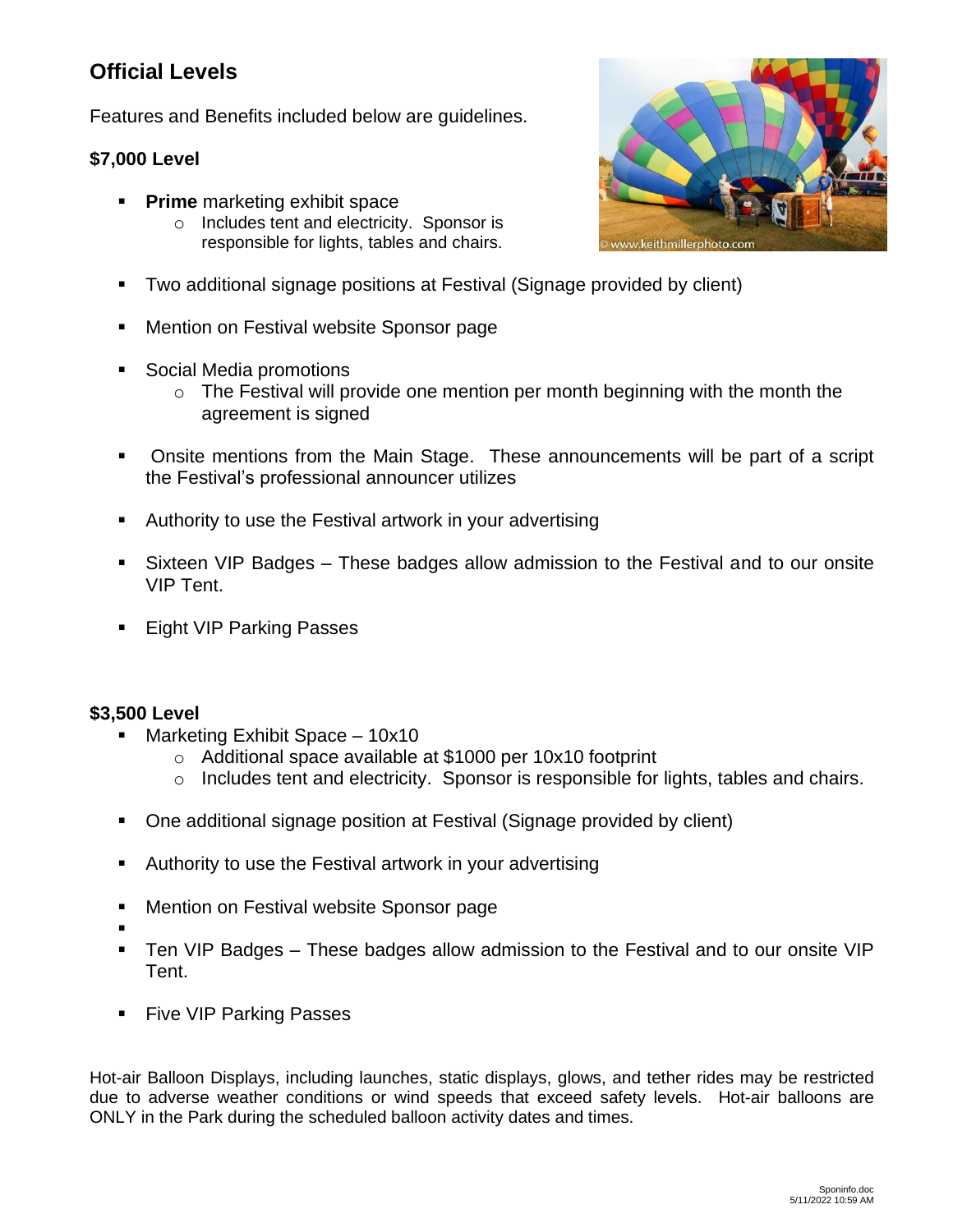## Official Levels

Features and Benefits included below are guidelines.

**$7,000 Level**

- **Prime** marketing exhibit space
  - Includes tent and electricity. Sponsor is responsible for lights, tables and chairs.
- Two additional signage positions at Festival (Signage provided by client)
- Mention on Festival website Sponsor page
- Social Media promotions
  - The Festival will provide one mention per month beginning with the month the agreement is signed
- Onsite mentions from the Main Stage. These announcements will be part of a script the Festival's professional announcer utilizes
- Authority to use the Festival artwork in your advertising
- Sixteen VIP Badges – These badges allow admission to the Festival and to our onsite VIP Tent.
- Eight VIP Parking Passes

**$3,500 Level**

- Marketing Exhibit Space – 10x10
  - Additional space available at $1000 per 10x10 footprint
  - Includes tent and electricity. Sponsor is responsible for lights, tables and chairs.
- One additional signage position at Festival (Signage provided by client)
- Authority to use the Festival artwork in your advertising
- Mention on Festival website Sponsor page
- Ten VIP Badges – These badges allow admission to the Festival and to our onsite VIP Tent.
- Five VIP Parking Passes

Hot-air Balloon Displays, including launches, static displays, glows, and tether rides may be restricted due to adverse weather conditions or wind speeds that exceed safety levels. Hot-air balloons are ONLY in the Park during the scheduled balloon activity dates and times.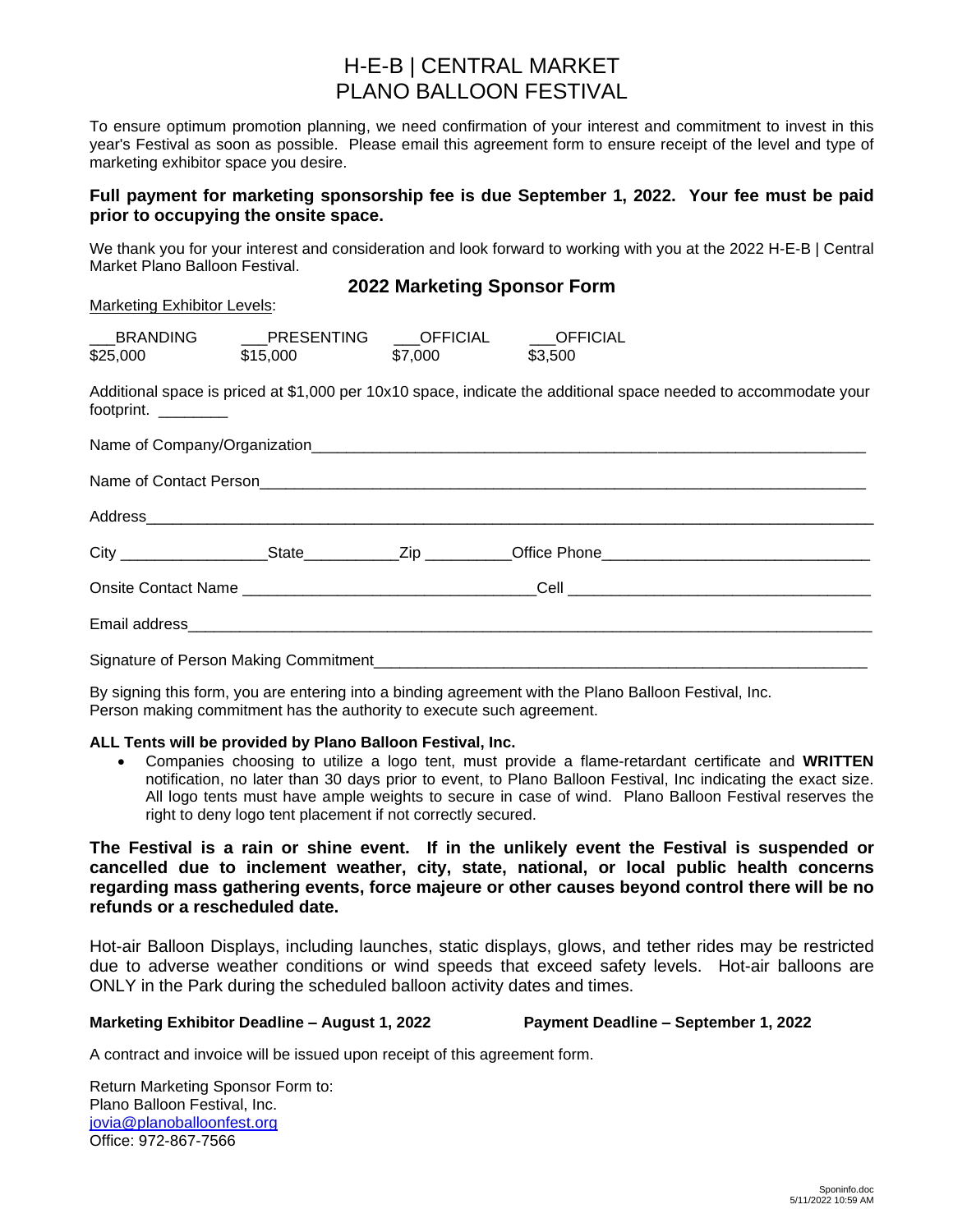# H-E-B | CENTRAL MARKET
# PLANO BALLOON FESTIVAL

To ensure optimum promotion planning, we need confirmation of your interest and commitment to invest in this year's Festival as soon as possible. Please email this agreement form to ensure receipt of the level and type of marketing exhibitor space you desire.

**Full payment for marketing sponsorship fee is due September 1, 2022. Your fee must be paid prior to occupying the onsite space.**

We thank you for your interest and consideration and look forward to working with you at the 2022 H-E-B | Central Market Plano Balloon Festival.

## 2022 Marketing Sponsor Form

Marketing Exhibitor Levels:

| | | | |
|---|---|---|---|
| ___BRANDING | ___PRESENTING | ___OFFICIAL | ___OFFICIAL |
| $25,000 | $15,000 | $7,000 | $3,500 |

Additional space is priced at $1,000 per 10x10 space, indicate the additional space needed to accommodate your footprint. ________

Name of Company/Organization____________________________________________________________________

Name of Contact Person__________________________________________________________________________

Address_________________________________________________________________________________________

City _________________State___________Zip __________Office Phone______________________________

Onsite Contact Name _________________________________Cell ___________________________________

Email address___________________________________________________________________________________

Signature of Person Making Commitment___________________________________________________________

By signing this form, you are entering into a binding agreement with the Plano Balloon Festival, Inc.
Person making commitment has the authority to execute such agreement.

**ALL Tents will be provided by Plano Balloon Festival, Inc.**

- Companies choosing to utilize a logo tent, must provide a flame-retardant certificate and **WRITTEN** notification, no later than 30 days prior to event, to Plano Balloon Festival, Inc indicating the exact size. All logo tents must have ample weights to secure in case of wind. Plano Balloon Festival reserves the right to deny logo tent placement if not correctly secured.

**The Festival is a rain or shine event. If in the unlikely event the Festival is suspended or cancelled due to inclement weather, city, state, national, or local public health concerns regarding mass gathering events, force majeure or other causes beyond control there will be no refunds or a rescheduled date.**

Hot-air Balloon Displays, including launches, static displays, glows, and tether rides may be restricted due to adverse weather conditions or wind speeds that exceed safety levels. Hot-air balloons are ONLY in the Park during the scheduled balloon activity dates and times.

**Marketing Exhibitor Deadline – August 1, 2022** **Payment Deadline – September 1, 2022**

A contract and invoice will be issued upon receipt of this agreement form.

Return Marketing Sponsor Form to:
Plano Balloon Festival, Inc.
jovia@planoballoonfest.org
Office: 972-867-7566

Sponinfo.doc
5/11/2022 10:59 AM